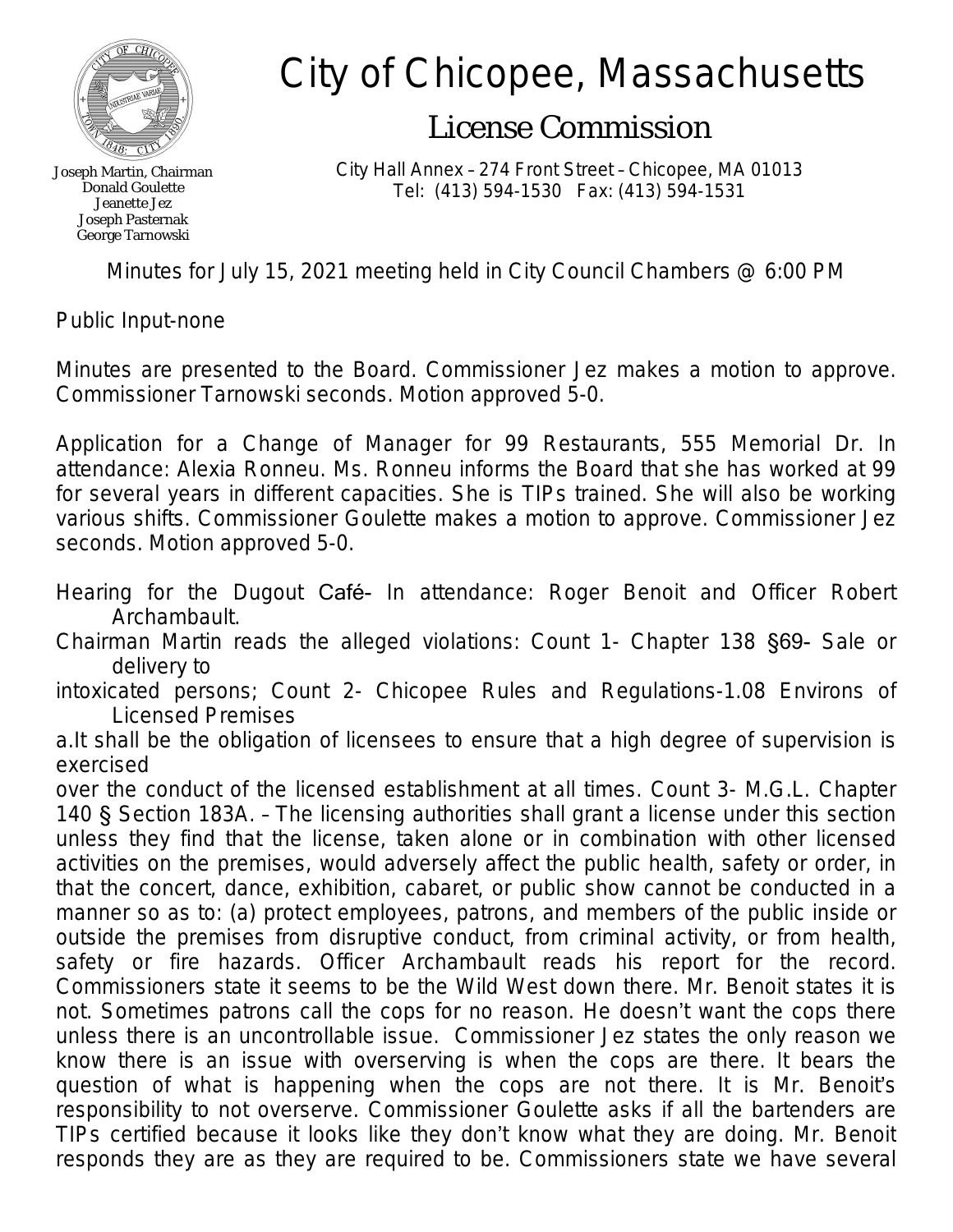# City of Chicopee, Massachusetts

## License Commission

Joseph Martin, Chairman
Donald Goulette
Jeanette Jez
Joseph Pasternak
George Tarnowski

City Hall Annex – 274 Front Street – Chicopee, MA 01013
Tel: (413) 594-1530 Fax: (413) 594-1531

Minutes for July 15, 2021 meeting held in City Council Chambers @ 6:00 PM

Public Input-none

Minutes are presented to the Board. Commissioner Jez makes a motion to approve. Commissioner Tarnowski seconds. Motion approved 5-0.

Application for a Change of Manager for 99 Restaurants, 555 Memorial Dr. In attendance: Alexia Ronneu. Ms. Ronneu informs the Board that she has worked at 99 for several years in different capacities. She is TIPs trained. She will also be working various shifts. Commissioner Goulette makes a motion to approve. Commissioner Jez seconds. Motion approved 5-0.

Hearing for the Dugout Café- In attendance: Roger Benoit and Officer Robert Archambault.

Chairman Martin reads the alleged violations: Count 1- Chapter 138 §69- Sale or delivery to intoxicated persons; Count 2- Chicopee Rules and Regulations-1.08 Environs of Licensed Premises

a.It shall be the obligation of licensees to ensure that a high degree of supervision is exercised over the conduct of the licensed establishment at all times. Count 3- M.G.L. Chapter 140 § Section 183A. – The licensing authorities shall grant a license under this section unless they find that the license, taken alone or in combination with other licensed activities on the premises, would adversely affect the public health, safety or order, in that the concert, dance, exhibition, cabaret, or public show cannot be conducted in a manner so as to: (a) protect employees, patrons, and members of the public inside or outside the premises from disruptive conduct, from criminal activity, or from health, safety or fire hazards. Officer Archambault reads his report for the record. Commissioners state it seems to be the Wild West down there. Mr. Benoit states it is not. Sometimes patrons call the cops for no reason. He doesn't want the cops there unless there is an uncontrollable issue. Commissioner Jez states the only reason we know there is an issue with overserving is when the cops are there. It bears the question of what is happening when the cops are not there. It is Mr. Benoit's responsibility to not overserve. Commissioner Goulette asks if all the bartenders are TIPs certified because it looks like they don't know what they are doing. Mr. Benoit responds they are as they are required to be. Commissioners state we have several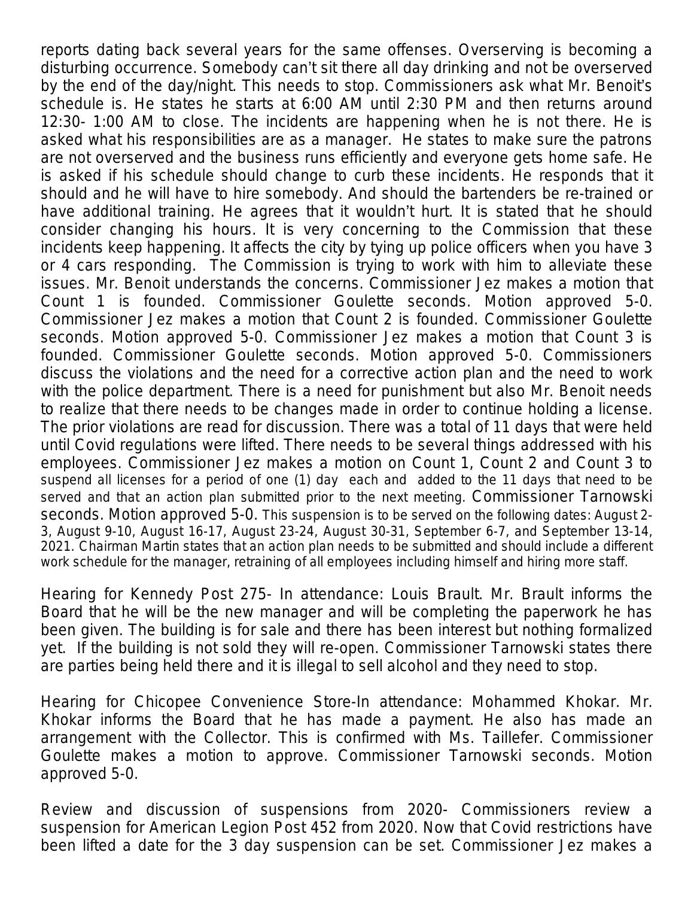reports dating back several years for the same offenses. Overserving is becoming a disturbing occurrence. Somebody can't sit there all day drinking and not be overserved by the end of the day/night. This needs to stop. Commissioners ask what Mr. Benoit's schedule is. He states he starts at 6:00 AM until 2:30 PM and then returns around 12:30- 1:00 AM to close. The incidents are happening when he is not there. He is asked what his responsibilities are as a manager. He states to make sure the patrons are not overserved and the business runs efficiently and everyone gets home safe. He is asked if his schedule should change to curb these incidents. He responds that it should and he will have to hire somebody. And should the bartenders be re-trained or have additional training. He agrees that it wouldn't hurt. It is stated that he should consider changing his hours. It is very concerning to the Commission that these incidents keep happening. It affects the city by tying up police officers when you have 3 or 4 cars responding. The Commission is trying to work with him to alleviate these issues. Mr. Benoit understands the concerns. Commissioner Jez makes a motion that Count 1 is founded. Commissioner Goulette seconds. Motion approved 5-0. Commissioner Jez makes a motion that Count 2 is founded. Commissioner Goulette seconds. Motion approved 5-0. Commissioner Jez makes a motion that Count 3 is founded. Commissioner Goulette seconds. Motion approved 5-0. Commissioners discuss the violations and the need for a corrective action plan and the need to work with the police department. There is a need for punishment but also Mr. Benoit needs to realize that there needs to be changes made in order to continue holding a license. The prior violations are read for discussion. There was a total of 11 days that were held until Covid regulations were lifted. There needs to be several things addressed with his employees. Commissioner Jez makes a motion on Count 1, Count 2 and Count 3 to suspend all licenses for a period of one (1) day each and added to the 11 days that need to be served and that an action plan submitted prior to the next meeting. Commissioner Tarnowski seconds. Motion approved 5-0. This suspension is to be served on the following dates: August 2-3, August 9-10, August 16-17, August 23-24, August 30-31, September 6-7, and September 13-14, 2021. Chairman Martin states that an action plan needs to be submitted and should include a different work schedule for the manager, retraining of all employees including himself and hiring more staff.

Hearing for Kennedy Post 275- In attendance: Louis Brault. Mr. Brault informs the Board that he will be the new manager and will be completing the paperwork he has been given. The building is for sale and there has been interest but nothing formalized yet. If the building is not sold they will re-open. Commissioner Tarnowski states there are parties being held there and it is illegal to sell alcohol and they need to stop.

Hearing for Chicopee Convenience Store-In attendance: Mohammed Khokar. Mr. Khokar informs the Board that he has made a payment. He also has made an arrangement with the Collector. This is confirmed with Ms. Taillefer. Commissioner Goulette makes a motion to approve. Commissioner Tarnowski seconds. Motion approved 5-0.

Review and discussion of suspensions from 2020- Commissioners review a suspension for American Legion Post 452 from 2020. Now that Covid restrictions have been lifted a date for the 3 day suspension can be set. Commissioner Jez makes a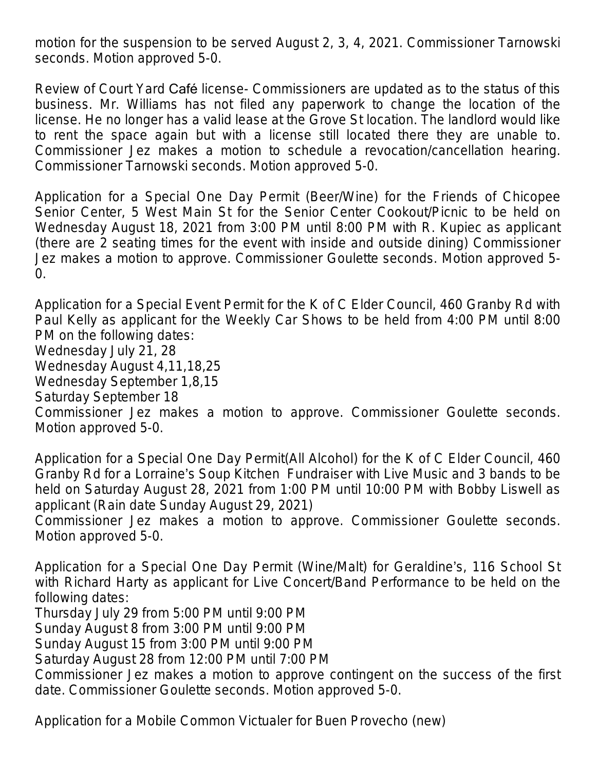motion for the suspension to be served August 2, 3, 4, 2021. Commissioner Tarnowski seconds. Motion approved 5-0.

Review of Court Yard Café license- Commissioners are updated as to the status of this business. Mr. Williams has not filed any paperwork to change the location of the license. He no longer has a valid lease at the Grove St location. The landlord would like to rent the space again but with a license still located there they are unable to. Commissioner Jez makes a motion to schedule a revocation/cancellation hearing. Commissioner Tarnowski seconds. Motion approved 5-0.

Application for a Special One Day Permit (Beer/Wine) for the Friends of Chicopee Senior Center, 5 West Main St for the Senior Center Cookout/Picnic to be held on Wednesday August 18, 2021 from 3:00 PM until 8:00 PM with R. Kupiec as applicant (there are 2 seating times for the event with inside and outside dining) Commissioner Jez makes a motion to approve. Commissioner Goulette seconds. Motion approved 5-0.

Application for a Special Event Permit for the K of C Elder Council, 460 Granby Rd with Paul Kelly as applicant for the Weekly Car Shows to be held from 4:00 PM until 8:00 PM on the following dates:
Wednesday July 21, 28
Wednesday August 4,11,18,25
Wednesday September 1,8,15
Saturday September 18
Commissioner Jez makes a motion to approve. Commissioner Goulette seconds. Motion approved 5-0.

Application for a Special One Day Permit(All Alcohol) for the K of C Elder Council, 460 Granby Rd for a Lorraine's Soup Kitchen Fundraiser with Live Music and 3 bands to be held on Saturday August 28, 2021 from 1:00 PM until 10:00 PM with Bobby Liswell as applicant (Rain date Sunday August 29, 2021)
Commissioner Jez makes a motion to approve. Commissioner Goulette seconds. Motion approved 5-0.

Application for a Special One Day Permit (Wine/Malt) for Geraldine's, 116 School St with Richard Harty as applicant for Live Concert/Band Performance to be held on the following dates:
Thursday July 29 from 5:00 PM until 9:00 PM
Sunday August 8 from 3:00 PM until 9:00 PM
Sunday August 15 from 3:00 PM until 9:00 PM
Saturday August 28 from 12:00 PM until 7:00 PM
Commissioner Jez makes a motion to approve contingent on the success of the first date. Commissioner Goulette seconds. Motion approved 5-0.

Application for a Mobile Common Victualer for Buen Provecho (new)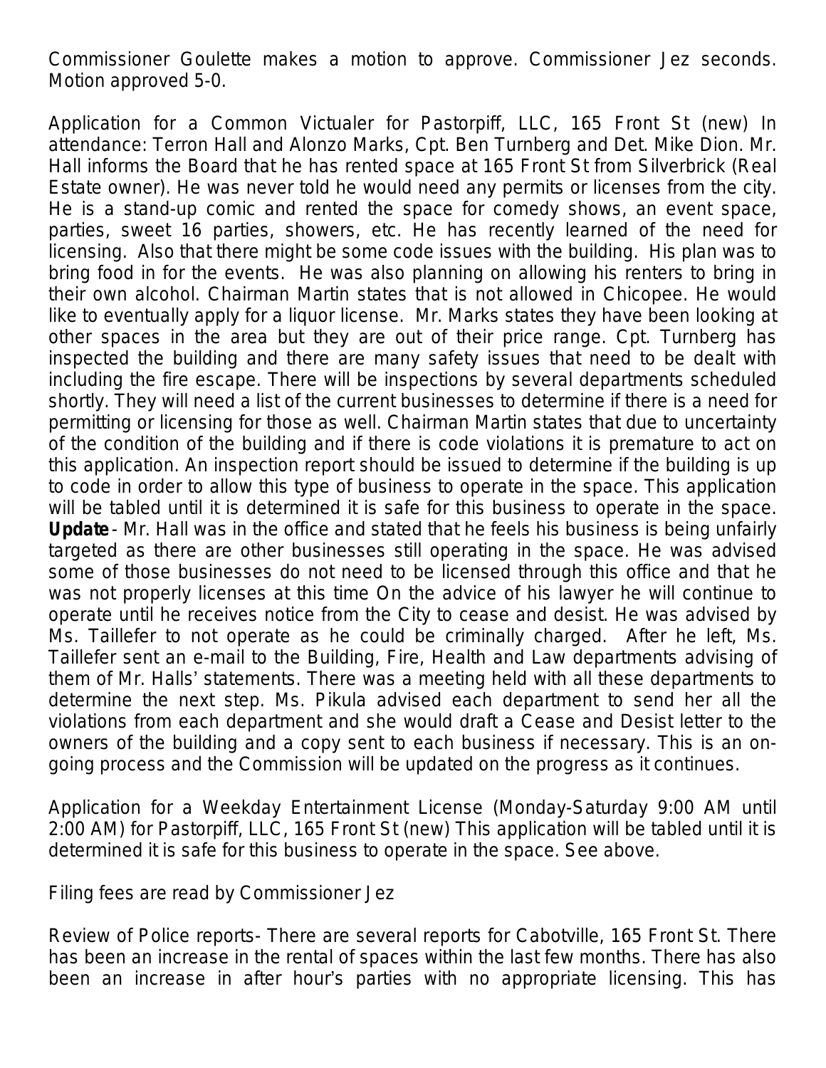Commissioner Goulette makes a motion to approve. Commissioner Jez seconds. Motion approved 5-0.

Application for a Common Victualer for Pastorpiff, LLC, 165 Front St (new) In attendance: Terron Hall and Alonzo Marks, Cpt. Ben Turnberg and Det. Mike Dion. Mr. Hall informs the Board that he has rented space at 165 Front St from Silverbrick (Real Estate owner). He was never told he would need any permits or licenses from the city. He is a stand-up comic and rented the space for comedy shows, an event space, parties, sweet 16 parties, showers, etc. He has recently learned of the need for licensing. Also that there might be some code issues with the building. His plan was to bring food in for the events. He was also planning on allowing his renters to bring in their own alcohol. Chairman Martin states that is not allowed in Chicopee. He would like to eventually apply for a liquor license. Mr. Marks states they have been looking at other spaces in the area but they are out of their price range. Cpt. Turnberg has inspected the building and there are many safety issues that need to be dealt with including the fire escape. There will be inspections by several departments scheduled shortly. They will need a list of the current businesses to determine if there is a need for permitting or licensing for those as well. Chairman Martin states that due to uncertainty of the condition of the building and if there is code violations it is premature to act on this application. An inspection report should be issued to determine if the building is up to code in order to allow this type of business to operate in the space. This application will be tabled until it is determined it is safe for this business to operate in the space. ***Update*** - Mr. Hall was in the office and stated that he feels his business is being unfairly targeted as there are other businesses still operating in the space. He was advised some of those businesses do not need to be licensed through this office and that he was not properly licenses at this time On the advice of his lawyer he will continue to operate until he receives notice from the City to cease and desist. He was advised by Ms. Taillefer to not operate as he could be criminally charged. After he left, Ms. Taillefer sent an e-mail to the Building, Fire, Health and Law departments advising of them of Mr. Halls' statements. There was a meeting held with all these departments to determine the next step. Ms. Pikula advised each department to send her all the violations from each department and she would draft a Cease and Desist letter to the owners of the building and a copy sent to each business if necessary. This is an on-going process and the Commission will be updated on the progress as it continues.

Application for a Weekday Entertainment License (Monday-Saturday 9:00 AM until 2:00 AM) for Pastorpiff, LLC, 165 Front St (new) This application will be tabled until it is determined it is safe for this business to operate in the space. See above.

Filing fees are read by Commissioner Jez

Review of Police reports- There are several reports for Cabotville, 165 Front St. There has been an increase in the rental of spaces within the last few months. There has also been an increase in after hour's parties with no appropriate licensing. This has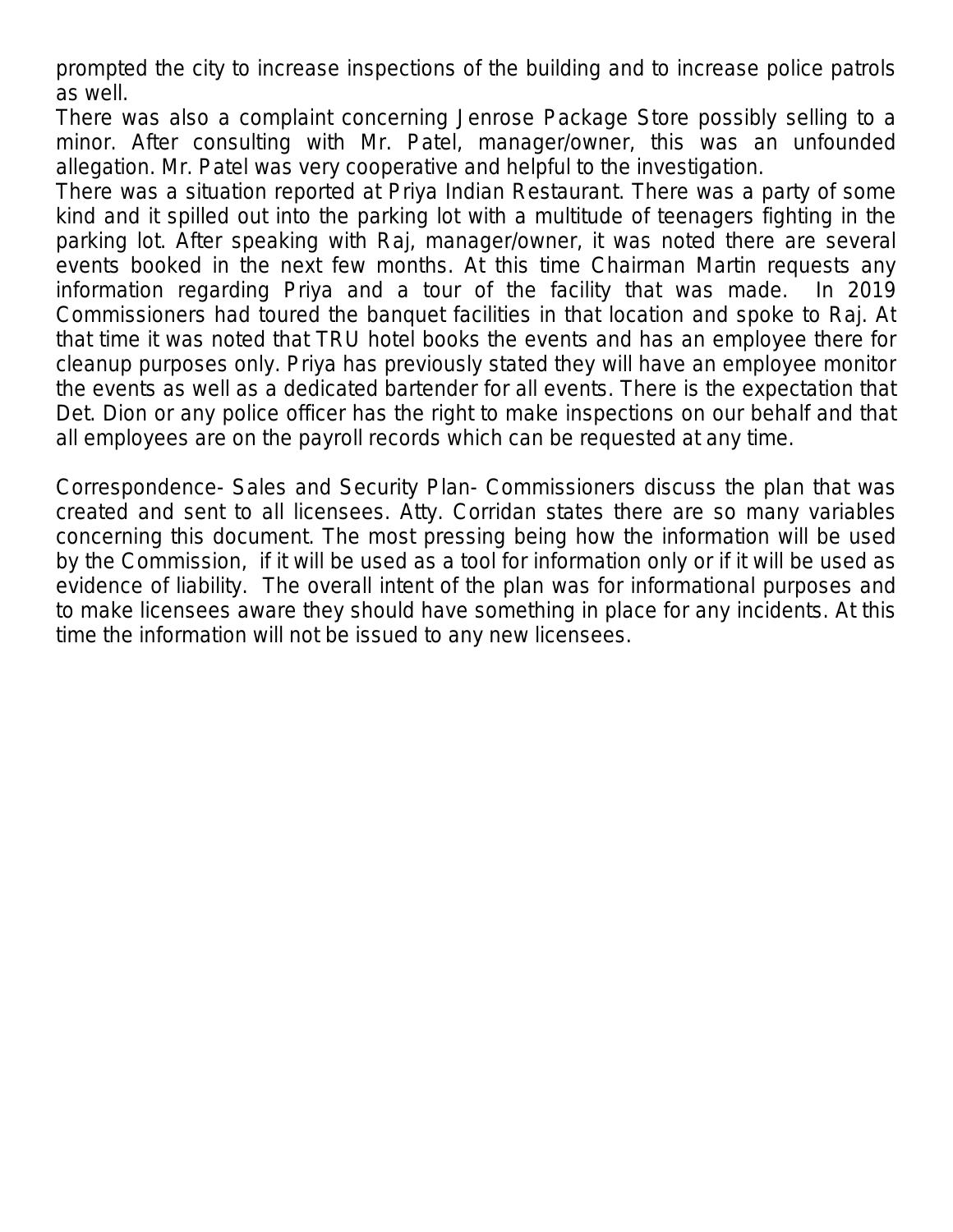prompted the city to increase inspections of the building and to increase police patrols as well.

There was also a complaint concerning Jenrose Package Store possibly selling to a minor. After consulting with Mr. Patel, manager/owner, this was an unfounded allegation. Mr. Patel was very cooperative and helpful to the investigation.

There was a situation reported at Priya Indian Restaurant. There was a party of some kind and it spilled out into the parking lot with a multitude of teenagers fighting in the parking lot. After speaking with Raj, manager/owner, it was noted there are several events booked in the next few months. At this time Chairman Martin requests any information regarding Priya and a tour of the facility that was made. In 2019 Commissioners had toured the banquet facilities in that location and spoke to Raj. At that time it was noted that TRU hotel books the events and has an employee there for cleanup purposes only. Priya has previously stated they will have an employee monitor the events as well as a dedicated bartender for all events. There is the expectation that Det. Dion or any police officer has the right to make inspections on our behalf and that all employees are on the payroll records which can be requested at any time.

Correspondence- Sales and Security Plan- Commissioners discuss the plan that was created and sent to all licensees. Atty. Corridan states there are so many variables concerning this document. The most pressing being how the information will be used by the Commission, if it will be used as a tool for information only or if it will be used as evidence of liability. The overall intent of the plan was for informational purposes and to make licensees aware they should have something in place for any incidents. At this time the information will not be issued to any new licensees.